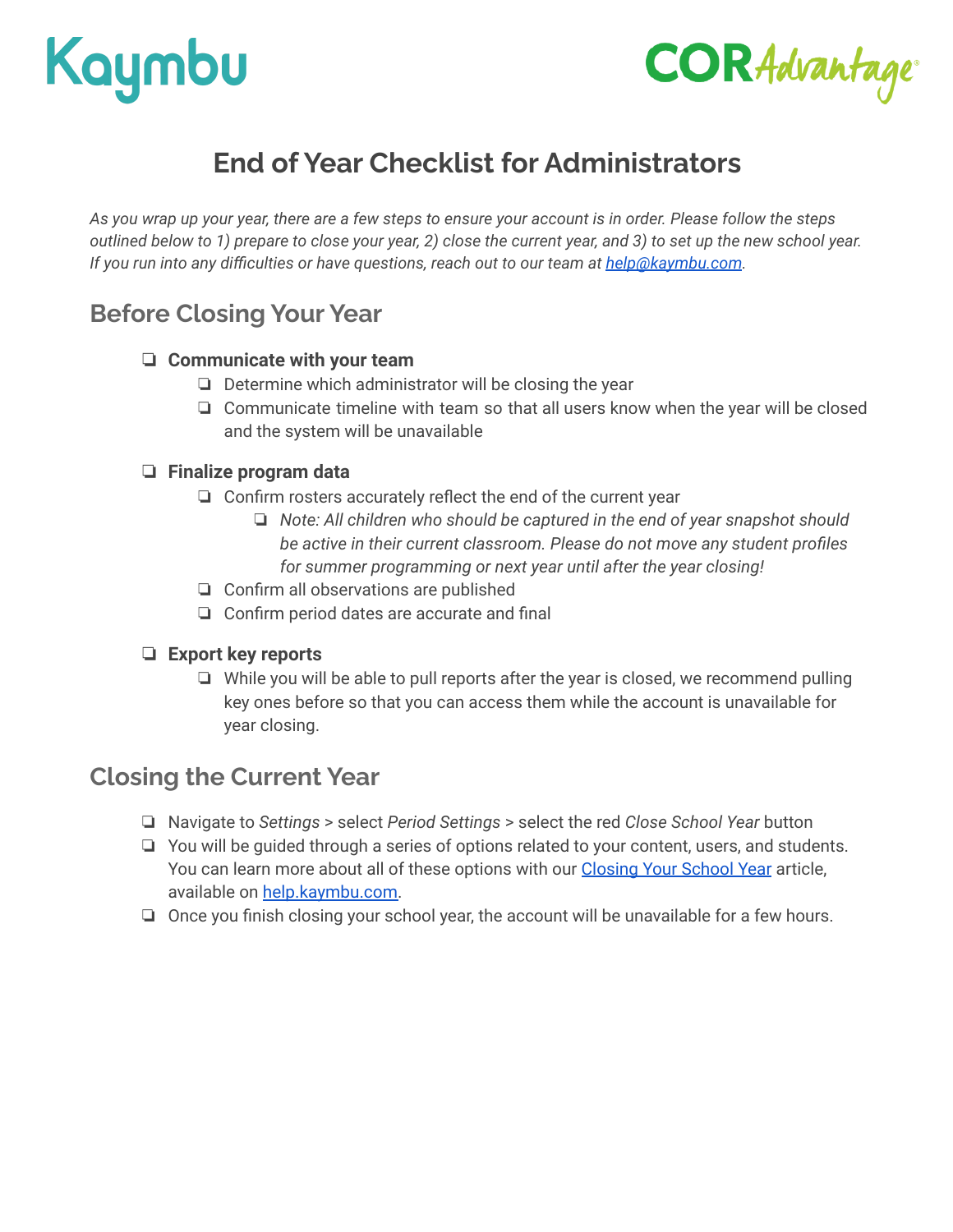Kaymbu

CORAdvantage

# End of Year Checklist for Administrators

*As you wrap up your year, there are a few steps to ensure your account is in order. Please follow the steps outlined below to 1) prepare to close your year, 2) close the current year, and 3) to set up the new school year. If you run into any difficulties or have questions, reach out to our team at [help@kaymbu.com](mailto:help@kaymbu.com).*

## Before Closing Your Year

- ❑ **Communicate with your team**
  - ❑ Determine which administrator will be closing the year
  - ❑ Communicate timeline with team so that all users know when the year will be closed and the system will be unavailable
- ❑ **Finalize program data**
  - ❑ Confirm rosters accurately reflect the end of the current year
    - ❑ *Note: All children who should be captured in the end of year snapshot should be active in their current classroom. Please do not move any student profiles for summer programming or next year until after the year closing!*
  - ❑ Confirm all observations are published
  - ❑ Confirm period dates are accurate and final
- ❑ **Export key reports**
  - ❑ While you will be able to pull reports after the year is closed, we recommend pulling key ones before so that you can access them while the account is unavailable for year closing.

## Closing the Current Year

- ❑ Navigate to *Settings* > select *Period Settings* > select the red *Close School Year* button
- ❑ You will be guided through a series of options related to your content, users, and students. You can learn more about all of these options with our [Closing Your School Year]() article, available on [help.kaymbu.com]().
- ❑ Once you finish closing your school year, the account will be unavailable for a few hours.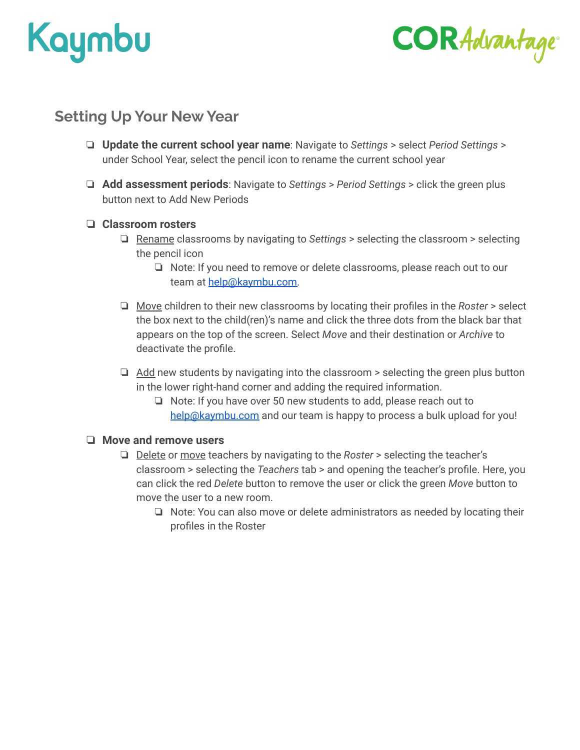Kaymbu

COR*Advantage*

## Setting Up Your New Year

- **Update the current school year name**: Navigate to *Settings* > select *Period Settings* > under School Year, select the pencil icon to rename the current school year
- **Add assessment periods**: Navigate to *Settings* > *Period Settings* > click the green plus button next to Add New Periods
- **Classroom rosters**
  - <u>Rename</u> classrooms by navigating to *Settings* > selecting the classroom > selecting the pencil icon
    - Note: If you need to remove or delete classrooms, please reach out to our team at [help@kaymbu.com](mailto:help@kaymbu.com).
  - <u>Move</u> children to their new classrooms by locating their profiles in the *Roster* > select the box next to the child(ren)'s name and click the three dots from the black bar that appears on the top of the screen. Select *Move* and their destination or *Archive* to deactivate the profile.
  - <u>Add</u> new students by navigating into the classroom > selecting the green plus button in the lower right-hand corner and adding the required information.
    - Note: If you have over 50 new students to add, please reach out to [help@kaymbu.com](mailto:help@kaymbu.com) and our team is happy to process a bulk upload for you!
- **Move and remove users**
  - <u>Delete</u> or <u>move</u> teachers by navigating to the *Roster* > selecting the teacher's classroom > selecting the *Teachers* tab > and opening the teacher's profile. Here, you can click the red *Delete* button to remove the user or click the green *Move* button to move the user to a new room.
    - Note: You can also move or delete administrators as needed by locating their profiles in the Roster